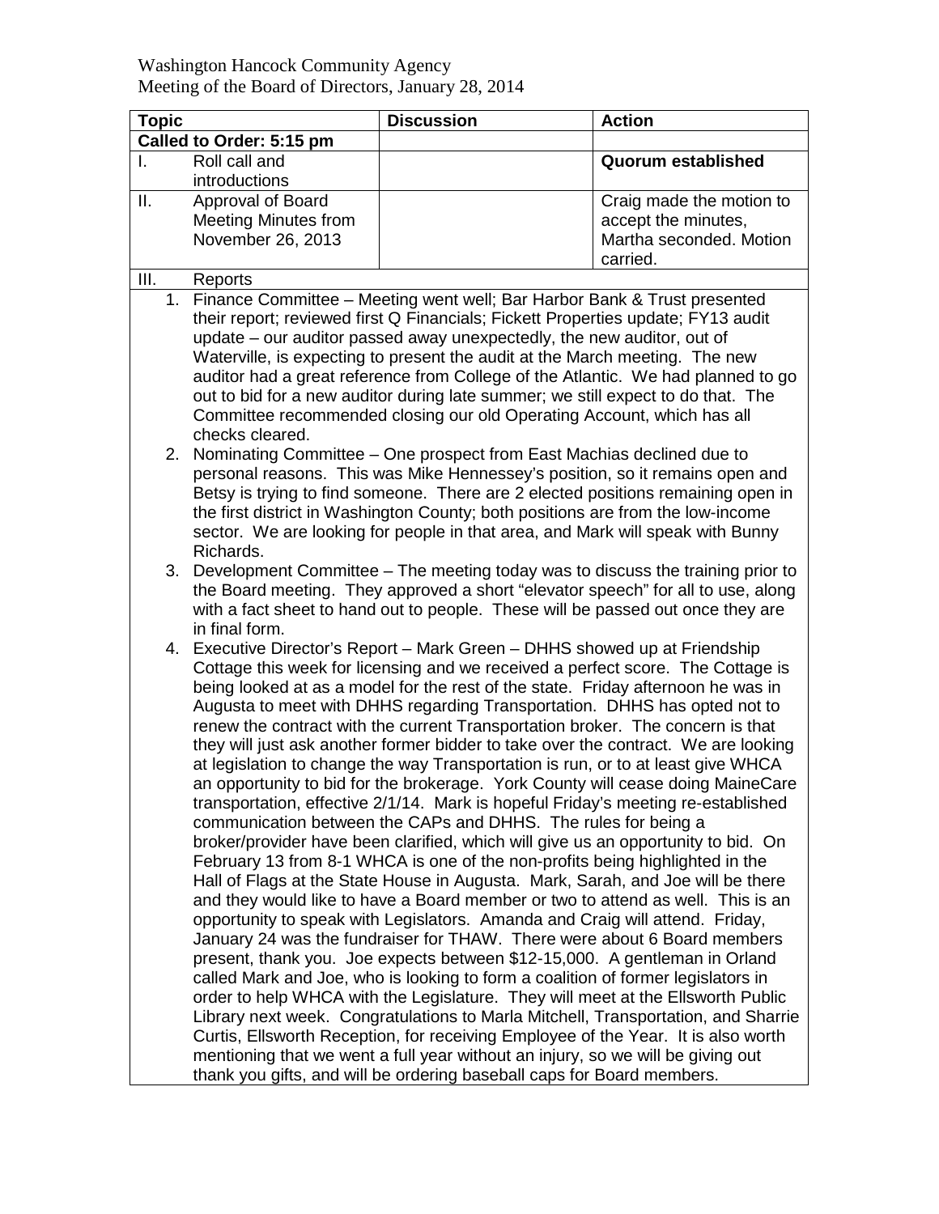Washington Hancock Community Agency
Meeting of the Board of Directors, January 28, 2014

| Topic | | Discussion | Action |
|---|---|---|---|
| **Called to Order: 5:15 pm** | | | |
| I. | Roll call and introductions | | **Quorum established** |
| II. | Approval of Board Meeting Minutes from November 26, 2013 | | Craig made the motion to accept the minutes, Martha seconded. Motion carried. |
| III. | Reports | | |

1. Finance Committee – Meeting went well; Bar Harbor Bank & Trust presented their report; reviewed first Q Financials; Fickett Properties update; FY13 audit update – our auditor passed away unexpectedly, the new auditor, out of Waterville, is expecting to present the audit at the March meeting. The new auditor had a great reference from College of the Atlantic. We had planned to go out to bid for a new auditor during late summer; we still expect to do that. The Committee recommended closing our old Operating Account, which has all checks cleared.
2. Nominating Committee – One prospect from East Machias declined due to personal reasons. This was Mike Hennessey's position, so it remains open and Betsy is trying to find someone. There are 2 elected positions remaining open in the first district in Washington County; both positions are from the low-income sector. We are looking for people in that area, and Mark will speak with Bunny Richards.
3. Development Committee – The meeting today was to discuss the training prior to the Board meeting. They approved a short "elevator speech" for all to use, along with a fact sheet to hand out to people. These will be passed out once they are in final form.
4. Executive Director's Report – Mark Green – DHHS showed up at Friendship Cottage this week for licensing and we received a perfect score. The Cottage is being looked at as a model for the rest of the state. Friday afternoon he was in Augusta to meet with DHHS regarding Transportation. DHHS has opted not to renew the contract with the current Transportation broker. The concern is that they will just ask another former bidder to take over the contract. We are looking at legislation to change the way Transportation is run, or to at least give WHCA an opportunity to bid for the brokerage. York County will cease doing MaineCare transportation, effective 2/1/14. Mark is hopeful Friday's meeting re-established communication between the CAPs and DHHS. The rules for being a broker/provider have been clarified, which will give us an opportunity to bid. On February 13 from 8-1 WHCA is one of the non-profits being highlighted in the Hall of Flags at the State House in Augusta. Mark, Sarah, and Joe will be there and they would like to have a Board member or two to attend as well. This is an opportunity to speak with Legislators. Amanda and Craig will attend. Friday, January 24 was the fundraiser for THAW. There were about 6 Board members present, thank you. Joe expects between $12-15,000. A gentleman in Orland called Mark and Joe, who is looking to form a coalition of former legislators in order to help WHCA with the Legislature. They will meet at the Ellsworth Public Library next week. Congratulations to Marla Mitchell, Transportation, and Sharrie Curtis, Ellsworth Reception, for receiving Employee of the Year. It is also worth mentioning that we went a full year without an injury, so we will be giving out thank you gifts, and will be ordering baseball caps for Board members.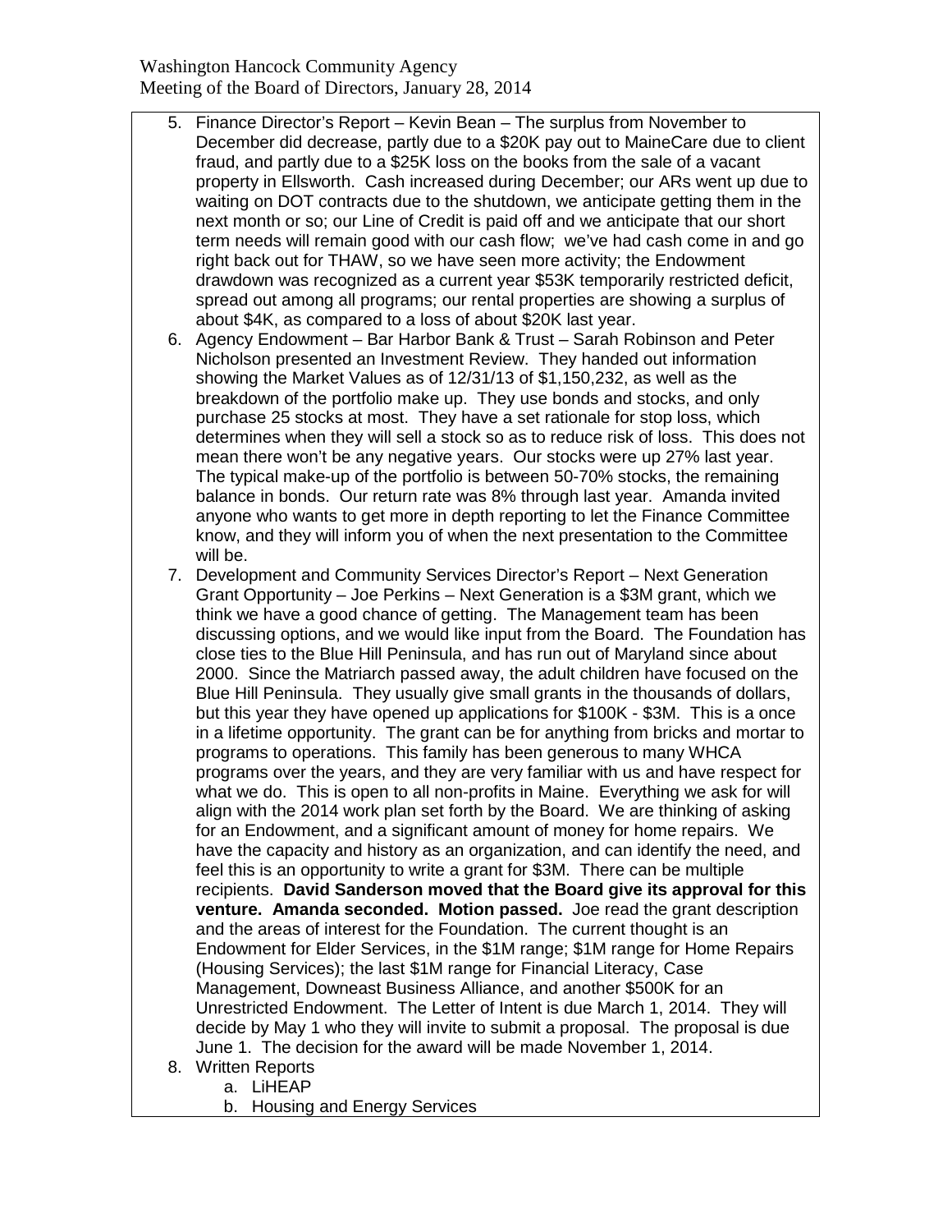5. Finance Director's Report – Kevin Bean – The surplus from November to December did decrease, partly due to a $20K pay out to MaineCare due to client fraud, and partly due to a $25K loss on the books from the sale of a vacant property in Ellsworth. Cash increased during December; our ARs went up due to waiting on DOT contracts due to the shutdown, we anticipate getting them in the next month or so; our Line of Credit is paid off and we anticipate that our short term needs will remain good with our cash flow; we've had cash come in and go right back out for THAW, so we have seen more activity; the Endowment drawdown was recognized as a current year $53K temporarily restricted deficit, spread out among all programs; our rental properties are showing a surplus of about $4K, as compared to a loss of about $20K last year.
6. Agency Endowment – Bar Harbor Bank & Trust – Sarah Robinson and Peter Nicholson presented an Investment Review. They handed out information showing the Market Values as of 12/31/13 of $1,150,232, as well as the breakdown of the portfolio make up. They use bonds and stocks, and only purchase 25 stocks at most. They have a set rationale for stop loss, which determines when they will sell a stock so as to reduce risk of loss. This does not mean there won't be any negative years. Our stocks were up 27% last year. The typical make-up of the portfolio is between 50-70% stocks, the remaining balance in bonds. Our return rate was 8% through last year. Amanda invited anyone who wants to get more in depth reporting to let the Finance Committee know, and they will inform you of when the next presentation to the Committee will be.
7. Development and Community Services Director's Report – Next Generation Grant Opportunity – Joe Perkins – Next Generation is a $3M grant, which we think we have a good chance of getting. The Management team has been discussing options, and we would like input from the Board. The Foundation has close ties to the Blue Hill Peninsula, and has run out of Maryland since about 2000. Since the Matriarch passed away, the adult children have focused on the Blue Hill Peninsula. They usually give small grants in the thousands of dollars, but this year they have opened up applications for $100K - $3M. This is a once in a lifetime opportunity. The grant can be for anything from bricks and mortar to programs to operations. This family has been generous to many WHCA programs over the years, and they are very familiar with us and have respect for what we do. This is open to all non-profits in Maine. Everything we ask for will align with the 2014 work plan set forth by the Board. We are thinking of asking for an Endowment, and a significant amount of money for home repairs. We have the capacity and history as an organization, and can identify the need, and feel this is an opportunity to write a grant for $3M. There can be multiple recipients. **David Sanderson moved that the Board give its approval for this venture. Amanda seconded. Motion passed.** Joe read the grant description and the areas of interest for the Foundation. The current thought is an Endowment for Elder Services, in the $1M range; $1M range for Home Repairs (Housing Services); the last $1M range for Financial Literacy, Case Management, Downeast Business Alliance, and another $500K for an Unrestricted Endowment. The Letter of Intent is due March 1, 2014. They will decide by May 1 who they will invite to submit a proposal. The proposal is due June 1. The decision for the award will be made November 1, 2014.
8. Written Reports
    a. LiHEAP
    b. Housing and Energy Services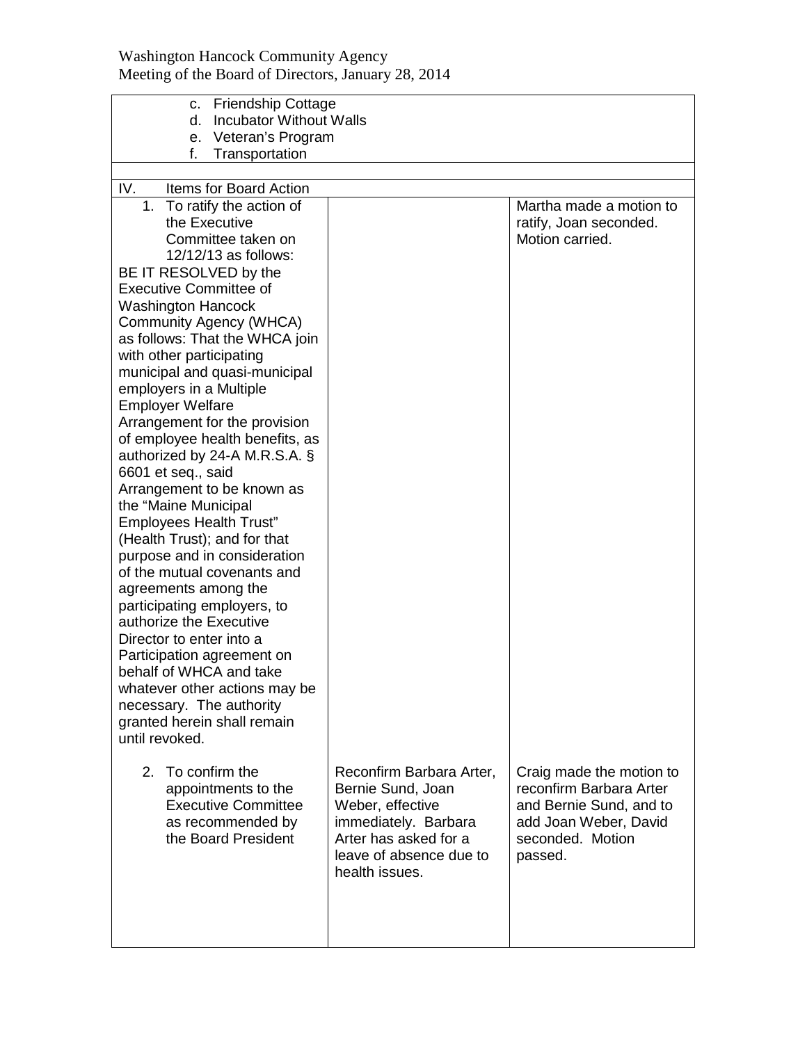| | | |
|---|---|---|
| c. Friendship Cottage<br>d. Incubator Without Walls<br>e. Veteran's Program<br>f. Transportation | | |
| IV. Items for Board Action | | |
| 1. To ratify the action of the Executive Committee taken on 12/12/13 as follows:<br>BE IT RESOLVED by the Executive Committee of Washington Hancock Community Agency (WHCA) as follows: That the WHCA join with other participating municipal and quasi-municipal employers in a Multiple Employer Welfare Arrangement for the provision of employee health benefits, as authorized by 24-A M.R.S.A. § 6601 et seq., said Arrangement to be known as the "Maine Municipal Employees Health Trust" (Health Trust); and for that purpose and in consideration of the mutual covenants and agreements among the participating employers, to authorize the Executive Director to enter into a Participation agreement on behalf of WHCA and take whatever other actions may be necessary. The authority granted herein shall remain until revoked. | | Martha made a motion to ratify, Joan seconded. Motion carried. |
| 2. To confirm the appointments to the Executive Committee as recommended by the Board President | Reconfirm Barbara Arter, Bernie Sund, Joan Weber, effective immediately. Barbara Arter has asked for a leave of absence due to health issues. | Craig made the motion to reconfirm Barbara Arter and Bernie Sund, and to add Joan Weber, David seconded. Motion passed. |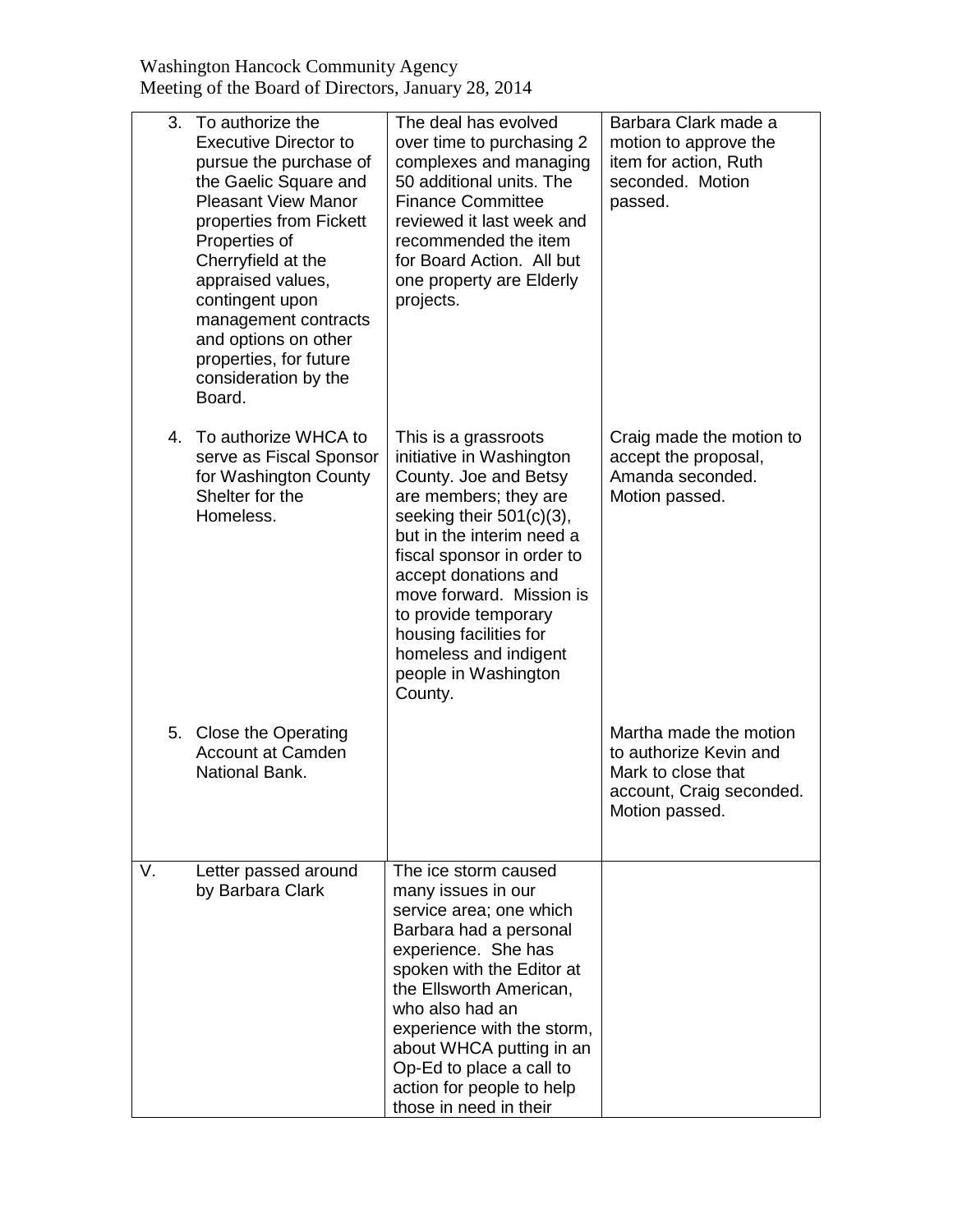| | | | |
|---|---|---|---|
| | 3. To authorize the Executive Director to pursue the purchase of the Gaelic Square and Pleasant View Manor properties from Fickett Properties of Cherryfield at the appraised values, contingent upon management contracts and options on other properties, for future consideration by the Board. | The deal has evolved over time to purchasing 2 complexes and managing 50 additional units. The Finance Committee reviewed it last week and recommended the item for Board Action. All but one property are Elderly projects. | Barbara Clark made a motion to approve the item for action, Ruth seconded. Motion passed. |
| | 4. To authorize WHCA to serve as Fiscal Sponsor for Washington County Shelter for the Homeless. | This is a grassroots initiative in Washington County. Joe and Betsy are members; they are seeking their 501(c)(3), but in the interim need a fiscal sponsor in order to accept donations and move forward. Mission is to provide temporary housing facilities for homeless and indigent people in Washington County. | Craig made the motion to accept the proposal, Amanda seconded. Motion passed. |
| | 5. Close the Operating Account at Camden National Bank. | | Martha made the motion to authorize Kevin and Mark to close that account, Craig seconded. Motion passed. |
| V. | Letter passed around by Barbara Clark | The ice storm caused many issues in our service area; one which Barbara had a personal experience. She has spoken with the Editor at the Ellsworth American, who also had an experience with the storm, about WHCA putting in an Op-Ed to place a call to action for people to help those in need in their | |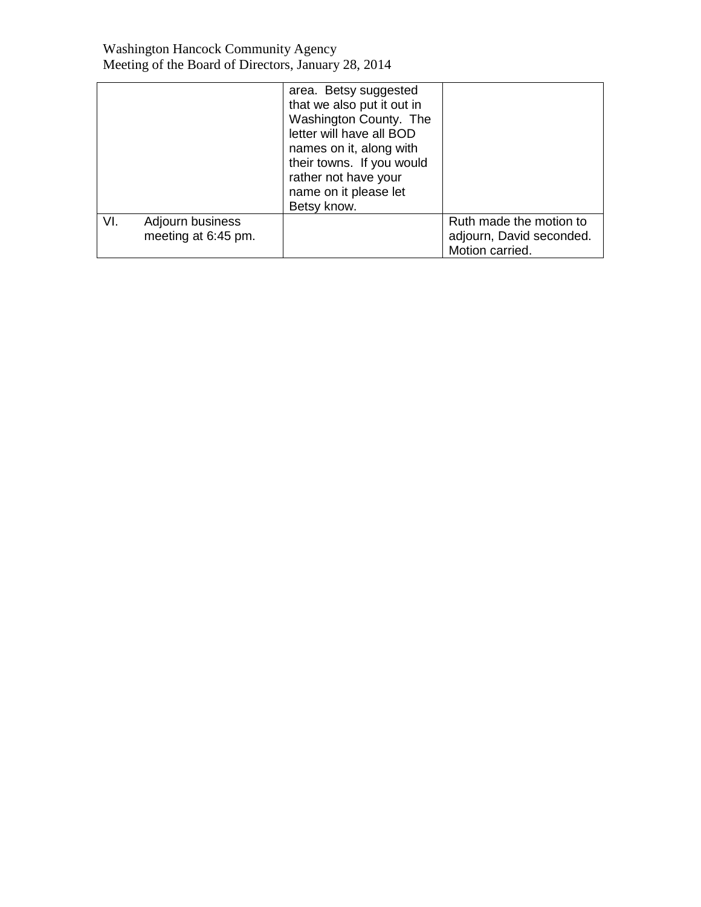| | | | |
|---|---|---|---|
| | | area. Betsy suggested that we also put it out in Washington County. The letter will have all BOD names on it, along with their towns. If you would rather not have your name on it please let Betsy know. | |
| VI. | Adjourn business meeting at 6:45 pm. | | Ruth made the motion to adjourn, David seconded. Motion carried. |